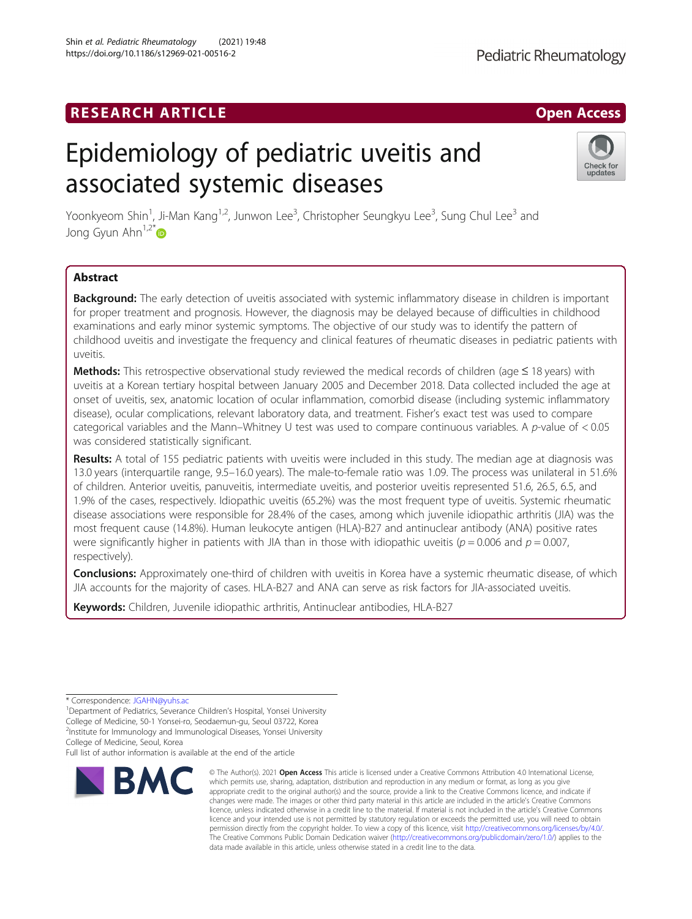RESEARCH ARTICLE

Open Access

# Epidemiology of pediatric uveitis and associated systemic diseases

Yoonkyeom Shin[1], Ji-Man Kang[1,2], Junwon Lee[3], Christopher Seungkyu Lee[3], Sung Chul Lee[3] and Jong Gyun Ahn[1,2*]

## Abstract

**Background:** The early detection of uveitis associated with systemic inflammatory disease in children is important for proper treatment and prognosis. However, the diagnosis may be delayed because of difficulties in childhood examinations and early minor systemic symptoms. The objective of our study was to identify the pattern of childhood uveitis and investigate the frequency and clinical features of rheumatic diseases in pediatric patients with uveitis.

**Methods:** This retrospective observational study reviewed the medical records of children (age ≤ 18 years) with uveitis at a Korean tertiary hospital between January 2005 and December 2018. Data collected included the age at onset of uveitis, sex, anatomic location of ocular inflammation, comorbid disease (including systemic inflammatory disease), ocular complications, relevant laboratory data, and treatment. Fisher's exact test was used to compare categorical variables and the Mann–Whitney U test was used to compare continuous variables. A *p*-value of < 0.05 was considered statistically significant.

**Results:** A total of 155 pediatric patients with uveitis were included in this study. The median age at diagnosis was 13.0 years (interquartile range, 9.5–16.0 years). The male-to-female ratio was 1.09. The process was unilateral in 51.6% of children. Anterior uveitis, panuveitis, intermediate uveitis, and posterior uveitis represented 51.6, 26.5, 6.5, and 1.9% of the cases, respectively. Idiopathic uveitis (65.2%) was the most frequent type of uveitis. Systemic rheumatic disease associations were responsible for 28.4% of the cases, among which juvenile idiopathic arthritis (JIA) was the most frequent cause (14.8%). Human leukocyte antigen (HLA)-B27 and antinuclear antibody (ANA) positive rates were significantly higher in patients with JIA than in those with idiopathic uveitis ($p = 0.006$ and $p = 0.007$, respectively).

**Conclusions:** Approximately one-third of children with uveitis in Korea have a systemic rheumatic disease, of which JIA accounts for the majority of cases. HLA-B27 and ANA can serve as risk factors for JIA-associated uveitis.

**Keywords:** Children, Juvenile idiopathic arthritis, Antinuclear antibodies, HLA-B27

---

\* Correspondence: JGAHN@yuhs.ac

[1]Department of Pediatrics, Severance Children's Hospital, Yonsei University College of Medicine, 50-1 Yonsei-ro, Seodaemun-gu, Seoul 03722, Korea

[2]Institute for Immunology and Immunological Diseases, Yonsei University College of Medicine, Seoul, Korea

Full list of author information is available at the end of the article

© The Author(s). 2021 **Open Access** This article is licensed under a Creative Commons Attribution 4.0 International License, which permits use, sharing, adaptation, distribution and reproduction in any medium or format, as long as you give appropriate credit to the original author(s) and the source, provide a link to the Creative Commons licence, and indicate if changes were made. The images or other third party material in this article are included in the article's Creative Commons licence, unless indicated otherwise in a credit line to the material. If material is not included in the article's Creative Commons licence and your intended use is not permitted by statutory regulation or exceeds the permitted use, you will need to obtain permission directly from the copyright holder. To view a copy of this licence, visit http://creativecommons.org/licenses/by/4.0/. The Creative Commons Public Domain Dedication waiver (http://creativecommons.org/publicdomain/zero/1.0/) applies to the data made available in this article, unless otherwise stated in a credit line to the data.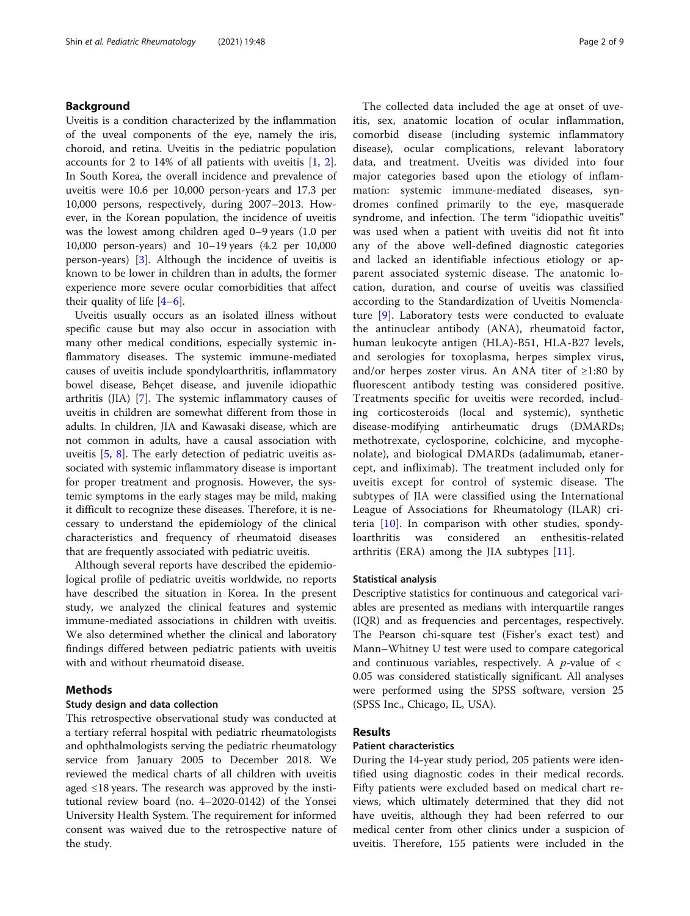## Background

Uveitis is a condition characterized by the inflammation of the uveal components of the eye, namely the iris, choroid, and retina. Uveitis in the pediatric population accounts for 2 to 14% of all patients with uveitis [1, 2]. In South Korea, the overall incidence and prevalence of uveitis were 10.6 per 10,000 person-years and 17.3 per 10,000 persons, respectively, during 2007–2013. However, in the Korean population, the incidence of uveitis was the lowest among children aged 0–9 years (1.0 per 10,000 person-years) and 10–19 years (4.2 per 10,000 person-years) [3]. Although the incidence of uveitis is known to be lower in children than in adults, the former experience more severe ocular comorbidities that affect their quality of life [4–6].

Uveitis usually occurs as an isolated illness without specific cause but may also occur in association with many other medical conditions, especially systemic inflammatory diseases. The systemic immune-mediated causes of uveitis include spondyloarthritis, inflammatory bowel disease, Behçet disease, and juvenile idiopathic arthritis (JIA) [7]. The systemic inflammatory causes of uveitis in children are somewhat different from those in adults. In children, JIA and Kawasaki disease, which are not common in adults, have a causal association with uveitis [5, 8]. The early detection of pediatric uveitis associated with systemic inflammatory disease is important for proper treatment and prognosis. However, the systemic symptoms in the early stages may be mild, making it difficult to recognize these diseases. Therefore, it is necessary to understand the epidemiology of the clinical characteristics and frequency of rheumatoid diseases that are frequently associated with pediatric uveitis.

Although several reports have described the epidemiological profile of pediatric uveitis worldwide, no reports have described the situation in Korea. In the present study, we analyzed the clinical features and systemic immune-mediated associations in children with uveitis. We also determined whether the clinical and laboratory findings differed between pediatric patients with uveitis with and without rheumatoid disease.

## Methods

### Study design and data collection

This retrospective observational study was conducted at a tertiary referral hospital with pediatric rheumatologists and ophthalmologists serving the pediatric rheumatology service from January 2005 to December 2018. We reviewed the medical charts of all children with uveitis aged ≤18 years. The research was approved by the institutional review board (no. 4–2020-0142) of the Yonsei University Health System. The requirement for informed consent was waived due to the retrospective nature of the study.

The collected data included the age at onset of uveitis, sex, anatomic location of ocular inflammation, comorbid disease (including systemic inflammatory disease), ocular complications, relevant laboratory data, and treatment. Uveitis was divided into four major categories based upon the etiology of inflammation: systemic immune-mediated diseases, syndromes confined primarily to the eye, masquerade syndrome, and infection. The term "idiopathic uveitis" was used when a patient with uveitis did not fit into any of the above well-defined diagnostic categories and lacked an identifiable infectious etiology or apparent associated systemic disease. The anatomic location, duration, and course of uveitis was classified according to the Standardization of Uveitis Nomenclature [9]. Laboratory tests were conducted to evaluate the antinuclear antibody (ANA), rheumatoid factor, human leukocyte antigen (HLA)-B51, HLA-B27 levels, and serologies for toxoplasma, herpes simplex virus, and/or herpes zoster virus. An ANA titer of ≥1:80 by fluorescent antibody testing was considered positive. Treatments specific for uveitis were recorded, including corticosteroids (local and systemic), synthetic disease-modifying antirheumatic drugs (DMARDs; methotrexate, cyclosporine, colchicine, and mycophenolate), and biological DMARDs (adalimumab, etanercept, and infliximab). The treatment included only for uveitis except for control of systemic disease. The subtypes of JIA were classified using the International League of Associations for Rheumatology (ILAR) criteria [10]. In comparison with other studies, spondyloarthritis was considered an enthesitis-related arthritis (ERA) among the JIA subtypes [11].

### Statistical analysis

Descriptive statistics for continuous and categorical variables are presented as medians with interquartile ranges (IQR) and as frequencies and percentages, respectively. The Pearson chi-square test (Fisher's exact test) and Mann–Whitney U test were used to compare categorical and continuous variables, respectively. A $p$-value of $< 0.05$ was considered statistically significant. All analyses were performed using the SPSS software, version 25 (SPSS Inc., Chicago, IL, USA).

## Results

### Patient characteristics

During the 14-year study period, 205 patients were identified using diagnostic codes in their medical records. Fifty patients were excluded based on medical chart reviews, which ultimately determined that they did not have uveitis, although they had been referred to our medical center from other clinics under a suspicion of uveitis. Therefore, 155 patients were included in the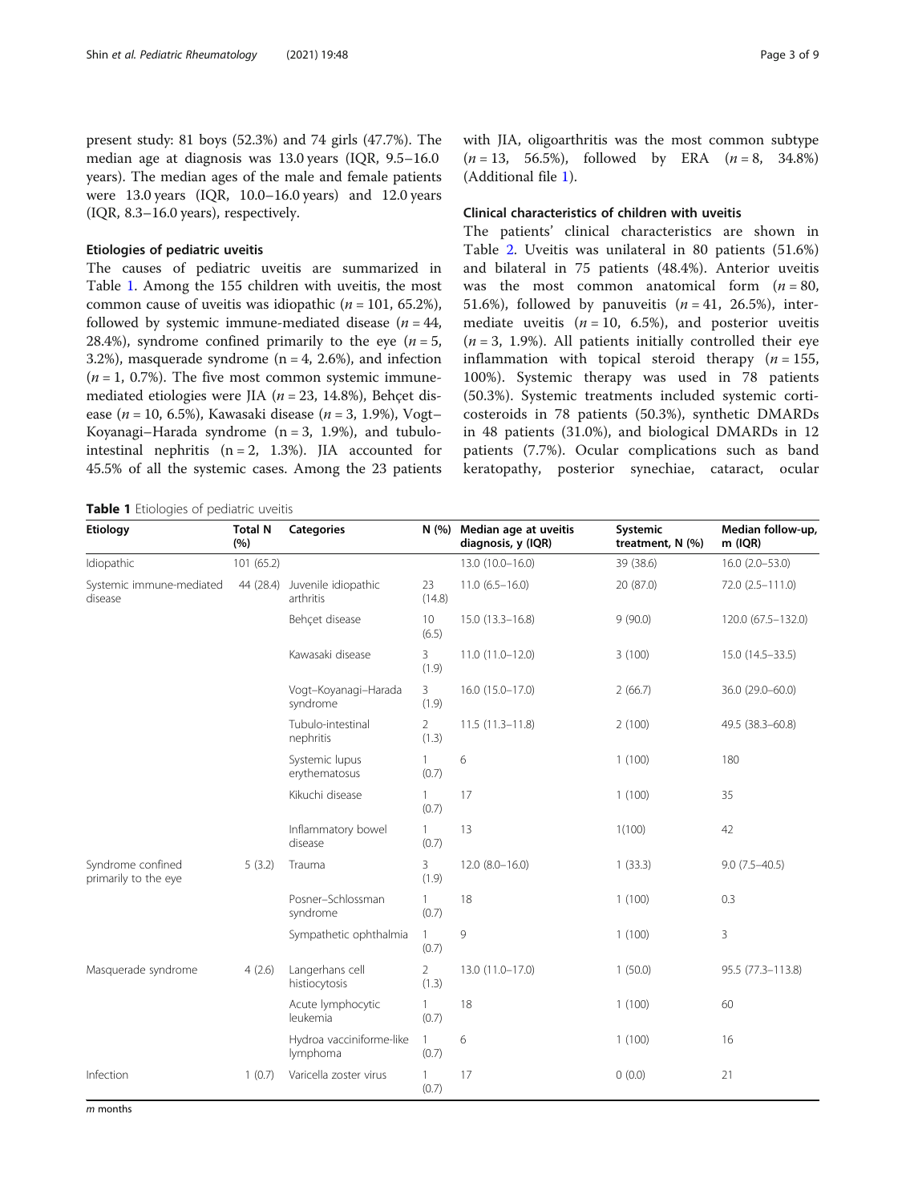present study: 81 boys (52.3%) and 74 girls (47.7%). The median age at diagnosis was 13.0 years (IQR, 9.5–16.0 years). The median ages of the male and female patients were 13.0 years (IQR, 10.0–16.0 years) and 12.0 years (IQR, 8.3–16.0 years), respectively.

### Etiologies of pediatric uveitis

The causes of pediatric uveitis are summarized in Table 1. Among the 155 children with uveitis, the most common cause of uveitis was idiopathic ($n = 101$, 65.2%), followed by systemic immune-mediated disease ($n = 44$, 28.4%), syndrome confined primarily to the eye ($n = 5$, 3.2%), masquerade syndrome (n = 4, 2.6%), and infection ($n = 1$, 0.7%). The five most common systemic immune-mediated etiologies were JIA ($n = 23$, 14.8%), Behçet disease ($n = 10$, 6.5%), Kawasaki disease ($n = 3$, 1.9%), Vogt–Koyanagi–Harada syndrome (n = 3, 1.9%), and tubulo-intestinal nephritis (n = 2, 1.3%). JIA accounted for 45.5% of all the systemic cases. Among the 23 patients with JIA, oligoarthritis was the most common subtype ($n = 13$, 56.5%), followed by ERA ($n = 8$, 34.8%) (Additional file 1).

### Clinical characteristics of children with uveitis

The patients' clinical characteristics are shown in Table 2. Uveitis was unilateral in 80 patients (51.6%) and bilateral in 75 patients (48.4%). Anterior uveitis was the most common anatomical form ($n = 80$, 51.6%), followed by panuveitis ($n = 41$, 26.5%), intermediate uveitis ($n = 10$, 6.5%), and posterior uveitis ($n = 3$, 1.9%). All patients initially controlled their eye inflammation with topical steroid therapy ($n = 155$, 100%). Systemic therapy was used in 78 patients (50.3%). Systemic treatments included systemic corticosteroids in 78 patients (50.3%), synthetic DMARDs in 48 patients (31.0%), and biological DMARDs in 12 patients (7.7%). Ocular complications such as band keratopathy, posterior synechiae, cataract, ocular

**Table 1** Etiologies of pediatric uveitis

| Etiology | Total N (%) | Categories | N (%) | Median age at uveitis diagnosis, y (IQR) | Systemic treatment, N (%) | Median follow-up, m (IQR) |
|---|---|---|---|---|---|---|
| Idiopathic | 101 (65.2) | | | 13.0 (10.0–16.0) | 39 (38.6) | 16.0 (2.0–53.0) |
| Systemic immune-mediated disease | 44 (28.4) | Juvenile idiopathic arthritis | 23 (14.8) | 11.0 (6.5–16.0) | 20 (87.0) | 72.0 (2.5–111.0) |
| | | Behçet disease | 10 (6.5) | 15.0 (13.3–16.8) | 9 (90.0) | 120.0 (67.5–132.0) |
| | | Kawasaki disease | 3 (1.9) | 11.0 (11.0–12.0) | 3 (100) | 15.0 (14.5–33.5) |
| | | Vogt–Koyanagi–Harada syndrome | 3 (1.9) | 16.0 (15.0–17.0) | 2 (66.7) | 36.0 (29.0–60.0) |
| | | Tubulo-intestinal nephritis | 2 (1.3) | 11.5 (11.3–11.8) | 2 (100) | 49.5 (38.3–60.8) |
| | | Systemic lupus erythematosus | 1 (0.7) | 6 | 1 (100) | 180 |
| | | Kikuchi disease | 1 (0.7) | 17 | 1 (100) | 35 |
| | | Inflammatory bowel disease | 1 (0.7) | 13 | 1(100) | 42 |
| Syndrome confined primarily to the eye | 5 (3.2) | Trauma | 3 (1.9) | 12.0 (8.0–16.0) | 1 (33.3) | 9.0 (7.5–40.5) |
| | | Posner–Schlossman syndrome | 1 (0.7) | 18 | 1 (100) | 0.3 |
| | | Sympathetic ophthalmia | 1 (0.7) | 9 | 1 (100) | 3 |
| Masquerade syndrome | 4 (2.6) | Langerhans cell histiocytosis | 2 (1.3) | 13.0 (11.0–17.0) | 1 (50.0) | 95.5 (77.3–113.8) |
| | | Acute lymphocytic leukemia | 1 (0.7) | 18 | 1 (100) | 60 |
| | | Hydroa vacciniforme-like lymphoma | 1 (0.7) | 6 | 1 (100) | 16 |
| Infection | 1 (0.7) | Varicella zoster virus | 1 (0.7) | 17 | 0 (0.0) | 21 |

*m* months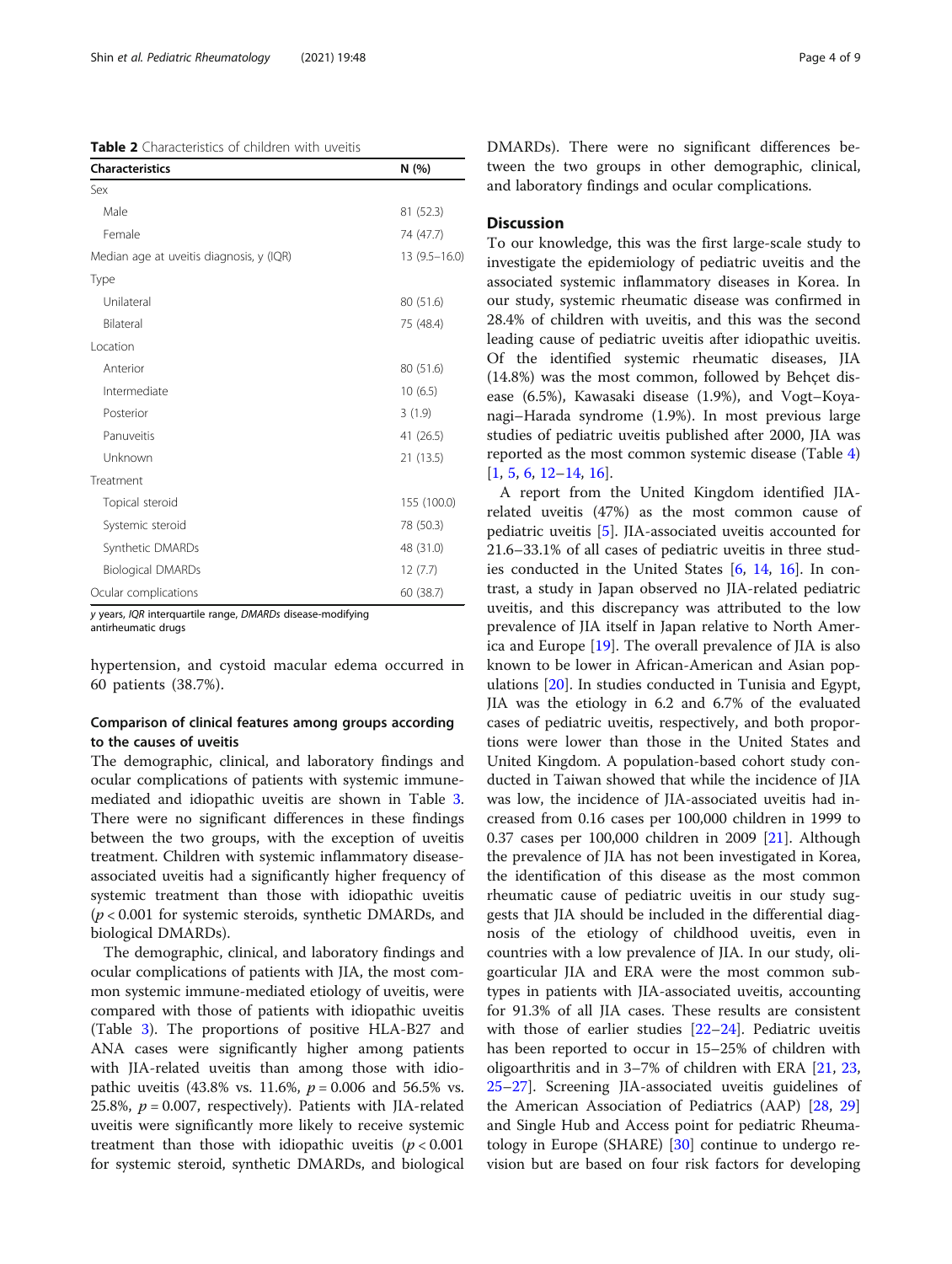**Table 2** Characteristics of children with uveitis

| Characteristics | N (%) |
|---|---|
| Sex | |
| Male | 81 (52.3) |
| Female | 74 (47.7) |
| Median age at uveitis diagnosis, y (IQR) | 13 (9.5–16.0) |
| Type | |
| Unilateral | 80 (51.6) |
| Bilateral | 75 (48.4) |
| Location | |
| Anterior | 80 (51.6) |
| Intermediate | 10 (6.5) |
| Posterior | 3 (1.9) |
| Panuveitis | 41 (26.5) |
| Unknown | 21 (13.5) |
| Treatment | |
| Topical steroid | 155 (100.0) |
| Systemic steroid | 78 (50.3) |
| Synthetic DMARDs | 48 (31.0) |
| Biological DMARDs | 12 (7.7) |
| Ocular complications | 60 (38.7) |

*y* years, *IQR* interquartile range, *DMARDs* disease-modifying antirheumatic drugs

hypertension, and cystoid macular edema occurred in 60 patients (38.7%).

### Comparison of clinical features among groups according to the causes of uveitis

The demographic, clinical, and laboratory findings and ocular complications of patients with systemic immune-mediated and idiopathic uveitis are shown in Table 3. There were no significant differences in these findings between the two groups, with the exception of uveitis treatment. Children with systemic inflammatory disease-associated uveitis had a significantly higher frequency of systemic treatment than those with idiopathic uveitis ($p < 0.001$ for systemic steroids, synthetic DMARDs, and biological DMARDs).

The demographic, clinical, and laboratory findings and ocular complications of patients with JIA, the most common systemic immune-mediated etiology of uveitis, were compared with those of patients with idiopathic uveitis (Table 3). The proportions of positive HLA-B27 and ANA cases were significantly higher among patients with JIA-related uveitis than among those with idiopathic uveitis (43.8% vs. 11.6%, $p = 0.006$ and 56.5% vs. 25.8%, $p = 0.007$, respectively). Patients with JIA-related uveitis were significantly more likely to receive systemic treatment than those with idiopathic uveitis ($p < 0.001$ for systemic steroid, synthetic DMARDs, and biological DMARDs). There were no significant differences between the two groups in other demographic, clinical, and laboratory findings and ocular complications.

## Discussion

To our knowledge, this was the first large-scale study to investigate the epidemiology of pediatric uveitis and the associated systemic inflammatory diseases in Korea. In our study, systemic rheumatic disease was confirmed in 28.4% of children with uveitis, and this was the second leading cause of pediatric uveitis after idiopathic uveitis. Of the identified systemic rheumatic diseases, JIA (14.8%) was the most common, followed by Behçet disease (6.5%), Kawasaki disease (1.9%), and Vogt–Koyanagi–Harada syndrome (1.9%). In most previous large studies of pediatric uveitis published after 2000, JIA was reported as the most common systemic disease (Table 4) [1, 5, 6, 12–14, 16].

A report from the United Kingdom identified JIA-related uveitis (47%) as the most common cause of pediatric uveitis [5]. JIA-associated uveitis accounted for 21.6–33.1% of all cases of pediatric uveitis in three studies conducted in the United States [6, 14, 16]. In contrast, a study in Japan observed no JIA-related pediatric uveitis, and this discrepancy was attributed to the low prevalence of JIA itself in Japan relative to North America and Europe [19]. The overall prevalence of JIA is also known to be lower in African-American and Asian populations [20]. In studies conducted in Tunisia and Egypt, JIA was the etiology in 6.2 and 6.7% of the evaluated cases of pediatric uveitis, respectively, and both proportions were lower than those in the United States and United Kingdom. A population-based cohort study conducted in Taiwan showed that while the incidence of JIA was low, the incidence of JIA-associated uveitis had increased from 0.16 cases per 100,000 children in 1999 to 0.37 cases per 100,000 children in 2009 [21]. Although the prevalence of JIA has not been investigated in Korea, the identification of this disease as the most common rheumatic cause of pediatric uveitis in our study suggests that JIA should be included in the differential diagnosis of the etiology of childhood uveitis, even in countries with a low prevalence of JIA. In our study, oligoarticular JIA and ERA were the most common subtypes in patients with JIA-associated uveitis, accounting for 91.3% of all JIA cases. These results are consistent with those of earlier studies [22–24]. Pediatric uveitis has been reported to occur in 15–25% of children with oligoarthritis and in 3–7% of children with ERA [21, 23, 25–27]. Screening JIA-associated uveitis guidelines of the American Association of Pediatrics (AAP) [28, 29] and Single Hub and Access point for pediatric Rheumatology in Europe (SHARE) [30] continue to undergo revision but are based on four risk factors for developing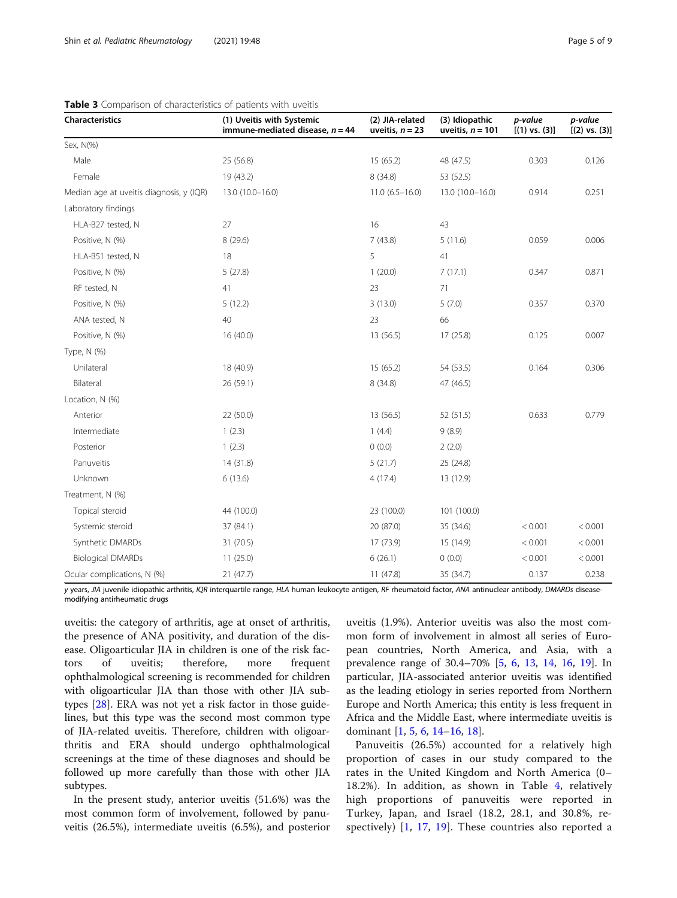**Table 3** Comparison of characteristics of patients with uveitis

| Characteristics | (1) Uveitis with Systemic immune-mediated disease, *n* = 44 | (2) JIA-related uveitis, *n* = 23 | (3) Idiopathic uveitis, *n* = 101 | *p-value* [(1) vs. (3)] | *p-value* [(2) vs. (3)] |
|---|---|---|---|---|---|
| Sex, N(%) | | | | | |
| Male | 25 (56.8) | 15 (65.2) | 48 (47.5) | 0.303 | 0.126 |
| Female | 19 (43.2) | 8 (34.8) | 53 (52.5) | | |
| Median age at uveitis diagnosis, y (IQR) | 13.0 (10.0–16.0) | 11.0 (6.5–16.0) | 13.0 (10.0–16.0) | 0.914 | 0.251 |
| Laboratory findings | | | | | |
| HLA-B27 tested, N | 27 | 16 | 43 | | |
| Positive, N (%) | 8 (29.6) | 7 (43.8) | 5 (11.6) | 0.059 | 0.006 |
| HLA-B51 tested, N | 18 | 5 | 41 | | |
| Positive, N (%) | 5 (27.8) | 1 (20.0) | 7 (17.1) | 0.347 | 0.871 |
| RF tested, N | 41 | 23 | 71 | | |
| Positive, N (%) | 5 (12.2) | 3 (13.0) | 5 (7.0) | 0.357 | 0.370 |
| ANA tested, N | 40 | 23 | 66 | | |
| Positive, N (%) | 16 (40.0) | 13 (56.5) | 17 (25.8) | 0.125 | 0.007 |
| Type, N (%) | | | | | |
| Unilateral | 18 (40.9) | 15 (65.2) | 54 (53.5) | 0.164 | 0.306 |
| Bilateral | 26 (59.1) | 8 (34.8) | 47 (46.5) | | |
| Location, N (%) | | | | | |
| Anterior | 22 (50.0) | 13 (56.5) | 52 (51.5) | 0.633 | 0.779 |
| Intermediate | 1 (2.3) | 1 (4.4) | 9 (8.9) | | |
| Posterior | 1 (2.3) | 0 (0.0) | 2 (2.0) | | |
| Panuveitis | 14 (31.8) | 5 (21.7) | 25 (24.8) | | |
| Unknown | 6 (13.6) | 4 (17.4) | 13 (12.9) | | |
| Treatment, N (%) | | | | | |
| Topical steroid | 44 (100.0) | 23 (100.0) | 101 (100.0) | | |
| Systemic steroid | 37 (84.1) | 20 (87.0) | 35 (34.6) | < 0.001 | < 0.001 |
| Synthetic DMARDs | 31 (70.5) | 17 (73.9) | 15 (14.9) | < 0.001 | < 0.001 |
| Biological DMARDs | 11 (25.0) | 6 (26.1) | 0 (0.0) | < 0.001 | < 0.001 |
| Ocular complications, N (%) | 21 (47.7) | 11 (47.8) | 35 (34.7) | 0.137 | 0.238 |

*y* years, *JIA* juvenile idiopathic arthritis, *IQR* interquartile range, *HLA* human leukocyte antigen, *RF* rheumatoid factor, *ANA* antinuclear antibody, *DMARDs* disease-modifying antirheumatic drugs

uveitis: the category of arthritis, age at onset of arthritis, the presence of ANA positivity, and duration of the disease. Oligoarticular JIA in children is one of the risk factors of uveitis; therefore, more frequent ophthalmological screening is recommended for children with oligoarticular JIA than those with other JIA subtypes [28]. ERA was not yet a risk factor in those guidelines, but this type was the second most common type of JIA-related uveitis. Therefore, children with oligoarthritis and ERA should undergo ophthalmological screenings at the time of these diagnoses and should be followed up more carefully than those with other JIA subtypes.

In the present study, anterior uveitis (51.6%) was the most common form of involvement, followed by panuveitis (26.5%), intermediate uveitis (6.5%), and posterior uveitis (1.9%). Anterior uveitis was also the most common form of involvement in almost all series of European countries, North America, and Asia, with a prevalence range of 30.4–70% [5, 6, 13, 14, 16, 19]. In particular, JIA-associated anterior uveitis was identified as the leading etiology in series reported from Northern Europe and North America; this entity is less frequent in Africa and the Middle East, where intermediate uveitis is dominant [1, 5, 6, 14–16, 18].

Panuveitis (26.5%) accounted for a relatively high proportion of cases in our study compared to the rates in the United Kingdom and North America (0–18.2%). In addition, as shown in Table 4, relatively high proportions of panuveitis were reported in Turkey, Japan, and Israel (18.2, 28.1, and 30.8%, respectively) [1, 17, 19]. These countries also reported a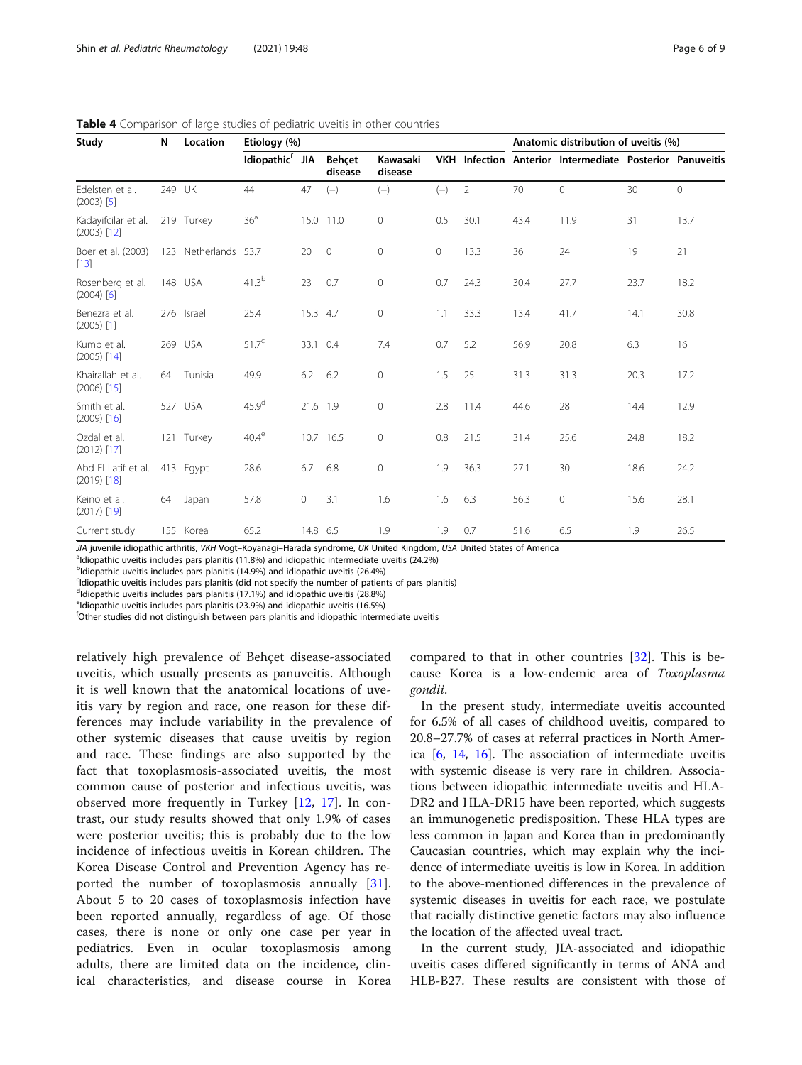**Table 4** Comparison of large studies of pediatric uveitis in other countries

| Study | N | Location | Etiology (%) | | | | | | Anatomic distribution of uveitis (%) | | | |
|---|---|---|---|---|---|---|---|---|---|---|---|---|
| | | | Idiopathic[f] | JIA | Behçet disease | Kawasaki disease | VKH | Infection | Anterior | Intermediate | Posterior | Panuveitis |
| Edelsten et al. (2003) [5] | 249 | UK | 44 | 47 | (−) | (−) | (−) | 2 | 70 | 0 | 30 | 0 |
| Kadayifcilar et al. (2003) [12] | 219 | Turkey | 36[a] | 15.0 | 11.0 | 0 | 0.5 | 30.1 | 43.4 | 11.9 | 31 | 13.7 |
| Boer et al. (2003) [13] | 123 | Netherlands | 53.7 | 20 | 0 | 0 | 0 | 13.3 | 36 | 24 | 19 | 21 |
| Rosenberg et al. (2004) [6] | 148 | USA | 41.3[b] | 23 | 0.7 | 0 | 0.7 | 24.3 | 30.4 | 27.7 | 23.7 | 18.2 |
| Benezra et al. (2005) [1] | 276 | Israel | 25.4 | 15.3 | 4.7 | 0 | 1.1 | 33.3 | 13.4 | 41.7 | 14.1 | 30.8 |
| Kump et al. (2005) [14] | 269 | USA | 51.7[c] | 33.1 | 0.4 | 7.4 | 0.7 | 5.2 | 56.9 | 20.8 | 6.3 | 16 |
| Khairallah et al. (2006) [15] | 64 | Tunisia | 49.9 | 6.2 | 6.2 | 0 | 1.5 | 25 | 31.3 | 31.3 | 20.3 | 17.2 |
| Smith et al. (2009) [16] | 527 | USA | 45.9[d] | 21.6 | 1.9 | 0 | 2.8 | 11.4 | 44.6 | 28 | 14.4 | 12.9 |
| Ozdal et al. (2012) [17] | 121 | Turkey | 40.4[e] | 10.7 | 16.5 | 0 | 0.8 | 21.5 | 31.4 | 25.6 | 24.8 | 18.2 |
| Abd El Latif et al. (2019) [18] | 413 | Egypt | 28.6 | 6.7 | 6.8 | 0 | 1.9 | 36.3 | 27.1 | 30 | 18.6 | 24.2 |
| Keino et al. (2017) [19] | 64 | Japan | 57.8 | 0 | 3.1 | 1.6 | 1.6 | 6.3 | 56.3 | 0 | 15.6 | 28.1 |
| Current study | 155 | Korea | 65.2 | 14.8 | 6.5 | 1.9 | 1.9 | 0.7 | 51.6 | 6.5 | 1.9 | 26.5 |

*JIA* juvenile idiopathic arthritis, *VKH* Vogt–Koyanagi–Harada syndrome, *UK* United Kingdom, *USA* United States of America

[a]Idiopathic uveitis includes pars planitis (11.8%) and idiopathic intermediate uveitis (24.2%)

[b]Idiopathic uveitis includes pars planitis (14.9%) and idiopathic uveitis (26.4%)

[c]Idiopathic uveitis includes pars planitis (did not specify the number of patients of pars planitis)

[d]Idiopathic uveitis includes pars planitis (17.1%) and idiopathic uveitis (28.8%)

[e]Idiopathic uveitis includes pars planitis (23.9%) and idiopathic uveitis (16.5%)

[f]Other studies did not distinguish between pars planitis and idiopathic intermediate uveitis

relatively high prevalence of Behçet disease-associated uveitis, which usually presents as panuveitis. Although it is well known that the anatomical locations of uveitis vary by region and race, one reason for these differences may include variability in the prevalence of other systemic diseases that cause uveitis by region and race. These findings are also supported by the fact that toxoplasmosis-associated uveitis, the most common cause of posterior and infectious uveitis, was observed more frequently in Turkey [12, 17]. In contrast, our study results showed that only 1.9% of cases were posterior uveitis; this is probably due to the low incidence of infectious uveitis in Korean children. The Korea Disease Control and Prevention Agency has reported the number of toxoplasmosis annually [31]. About 5 to 20 cases of toxoplasmosis infection have been reported annually, regardless of age. Of those cases, there is none or only one case per year in pediatrics. Even in ocular toxoplasmosis among adults, there are limited data on the incidence, clinical characteristics, and disease course in Korea compared to that in other countries [32]. This is because Korea is a low-endemic area of *Toxoplasma gondii*.

In the present study, intermediate uveitis accounted for 6.5% of all cases of childhood uveitis, compared to 20.8–27.7% of cases at referral practices in North America [6, 14, 16]. The association of intermediate uveitis with systemic disease is very rare in children. Associations between idiopathic intermediate uveitis and HLA-DR2 and HLA-DR15 have been reported, which suggests an immunogenetic predisposition. These HLA types are less common in Japan and Korea than in predominantly Caucasian countries, which may explain why the incidence of intermediate uveitis is low in Korea. In addition to the above-mentioned differences in the prevalence of systemic diseases in uveitis for each race, we postulate that racially distinctive genetic factors may also influence the location of the affected uveal tract.

In the current study, JIA-associated and idiopathic uveitis cases differed significantly in terms of ANA and HLB-B27. These results are consistent with those of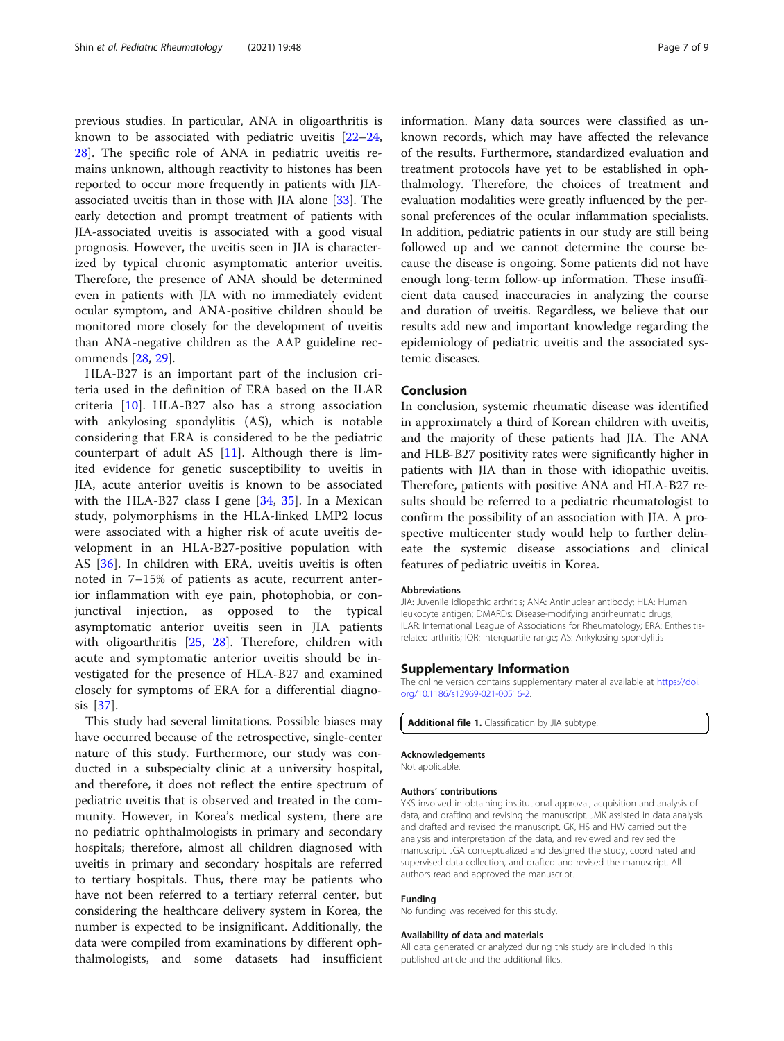previous studies. In particular, ANA in oligoarthritis is known to be associated with pediatric uveitis [22–24, 28]. The specific role of ANA in pediatric uveitis remains unknown, although reactivity to histones has been reported to occur more frequently in patients with JIA-associated uveitis than in those with JIA alone [33]. The early detection and prompt treatment of patients with JIA-associated uveitis is associated with a good visual prognosis. However, the uveitis seen in JIA is characterized by typical chronic asymptomatic anterior uveitis. Therefore, the presence of ANA should be determined even in patients with JIA with no immediately evident ocular symptom, and ANA-positive children should be monitored more closely for the development of uveitis than ANA-negative children as the AAP guideline recommends [28, 29].

HLA-B27 is an important part of the inclusion criteria used in the definition of ERA based on the ILAR criteria [10]. HLA-B27 also has a strong association with ankylosing spondylitis (AS), which is notable considering that ERA is considered to be the pediatric counterpart of adult AS [11]. Although there is limited evidence for genetic susceptibility to uveitis in JIA, acute anterior uveitis is known to be associated with the HLA-B27 class I gene [34, 35]. In a Mexican study, polymorphisms in the HLA-linked LMP2 locus were associated with a higher risk of acute uveitis development in an HLA-B27-positive population with AS [36]. In children with ERA, uveitis uveitis is often noted in 7–15% of patients as acute, recurrent anterior inflammation with eye pain, photophobia, or conjunctival injection, as opposed to the typical asymptomatic anterior uveitis seen in JIA patients with oligoarthritis [25, 28]. Therefore, children with acute and symptomatic anterior uveitis should be investigated for the presence of HLA-B27 and examined closely for symptoms of ERA for a differential diagnosis [37].

This study had several limitations. Possible biases may have occurred because of the retrospective, single-center nature of this study. Furthermore, our study was conducted in a subspecialty clinic at a university hospital, and therefore, it does not reflect the entire spectrum of pediatric uveitis that is observed and treated in the community. However, in Korea's medical system, there are no pediatric ophthalmologists in primary and secondary hospitals; therefore, almost all children diagnosed with uveitis in primary and secondary hospitals are referred to tertiary hospitals. Thus, there may be patients who have not been referred to a tertiary referral center, but considering the healthcare delivery system in Korea, the number is expected to be insignificant. Additionally, the data were compiled from examinations by different ophthalmologists, and some datasets had insufficient information. Many data sources were classified as unknown records, which may have affected the relevance of the results. Furthermore, standardized evaluation and treatment protocols have yet to be established in ophthalmology. Therefore, the choices of treatment and evaluation modalities were greatly influenced by the personal preferences of the ocular inflammation specialists. In addition, pediatric patients in our study are still being followed up and we cannot determine the course because the disease is ongoing. Some patients did not have enough long-term follow-up information. These insufficient data caused inaccuracies in analyzing the course and duration of uveitis. Regardless, we believe that our results add new and important knowledge regarding the epidemiology of pediatric uveitis and the associated systemic diseases.

## Conclusion

In conclusion, systemic rheumatic disease was identified in approximately a third of Korean children with uveitis, and the majority of these patients had JIA. The ANA and HLB-B27 positivity rates were significantly higher in patients with JIA than in those with idiopathic uveitis. Therefore, patients with positive ANA and HLA-B27 results should be referred to a pediatric rheumatologist to confirm the possibility of an association with JIA. A prospective multicenter study would help to further delineate the systemic disease associations and clinical features of pediatric uveitis in Korea.

### Abbreviations

JIA: Juvenile idiopathic arthritis; ANA: Antinuclear antibody; HLA: Human leukocyte antigen; DMARDs: Disease-modifying antirheumatic drugs; ILAR: International League of Associations for Rheumatology; ERA: Enthesitis-related arthritis; IQR: Interquartile range; AS: Ankylosing spondylitis

## Supplementary Information

The online version contains supplementary material available at https://doi.org/10.1186/s12969-021-00516-2.

**Additional file 1.** Classification by JIA subtype.

### Acknowledgements

Not applicable.

### Authors' contributions

YKS involved in obtaining institutional approval, acquisition and analysis of data, and drafting and revising the manuscript. JMK assisted in data analysis and drafted and revised the manuscript. GK, HS and HW carried out the analysis and interpretation of the data, and reviewed and revised the manuscript. JGA conceptualized and designed the study, coordinated and supervised data collection, and drafted and revised the manuscript. All authors read and approved the manuscript.

### Funding

No funding was received for this study.

### Availability of data and materials

All data generated or analyzed during this study are included in this published article and the additional files.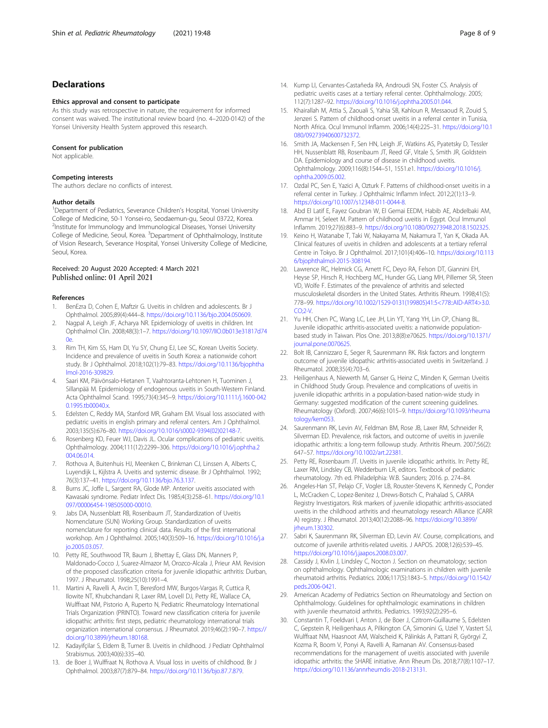## Declarations

### Ethics approval and consent to participate
As this study was retrospective in nature, the requirement for informed consent was waived. The institutional review board (no. 4–2020-0142) of the Yonsei University Health System approved this research.

### Consent for publication
Not applicable.

### Competing interests
The authors declare no conflicts of interest.

### Author details
[1]Department of Pediatrics, Severance Children's Hospital, Yonsei University College of Medicine, 50-1 Yonsei-ro, Seodaemun-gu, Seoul 03722, Korea. [2]Institute for Immunology and Immunological Diseases, Yonsei University College of Medicine, Seoul, Korea. [3]Department of Ophthalmology, Institute of Vision Research, Severance Hospital, Yonsei University College of Medicine, Seoul, Korea.

Received: 20 August 2020 Accepted: 4 March 2021
Published online: 01 April 2021

### References
1. BenEzra D, Cohen E, Maftzir G. Uveitis in children and adolescents. Br J Ophthalmol. 2005;89(4):444–8. https://doi.org/10.1136/bjo.2004.050609.
2. Nagpal A, Leigh JF, Acharya NR. Epidemiology of uveitis in children. Int Ophthalmol Clin. 2008;48(3):1–7. https://doi.org/10.1097/IIO.0b013e31817d740e.
3. Rim TH, Kim SS, Ham DI, Yu SY, Chung EJ, Lee SC, Korean Uveitis Society. Incidence and prevalence of uveitis in South Korea: a nationwide cohort study. Br J Ophthalmol. 2018;102(1):79–83. https://doi.org/10.1136/bjophthalmol-2016-309829.
4. Saari KM, Päivönsalo-Hietanen T, Vaahtoranta-Lehtonen H, Tuominen J, Sillanpää M. Epidemiology of endogenous uveitis in South-Western Finland. Acta Ophthalmol Scand. 1995;73(4):345–9. https://doi.org/10.1111/j.1600-0420.1995.tb00040.x.
5. Edelsten C, Reddy MA, Stanford MR, Graham EM. Visual loss associated with pediatric uveitis in english primary and referral centers. Am J Ophthalmol. 2003;135(5):676–80. https://doi.org/10.1016/s0002-9394(02)02148-7.
6. Rosenberg KD, Feuer WJ, Davis JL. Ocular complications of pediatric uveitis. Ophthalmology. 2004;111(12):2299–306. https://doi.org/10.1016/j.ophtha.2004.06.014.
7. Rothova A, Buitenhuis HJ, Meenken C, Brinkman CJ, Linssen A, Alberts C, Luyendijk L, Kijlstra A. Uveitis and systemic disease. Br J Ophthalmol. 1992;76(3):137–41. https://doi.org/10.1136/bjo.76.3.137.
8. Burns JC, Joffe L, Sargent RA, Glode MP. Anterior uveitis associated with Kawasaki syndrome. Pediatr Infect Dis. 1985;4(3):258–61. https://doi.org/10.1097/00006454-198505000-00010.
9. Jabs DA, Nussenblatt RB, Rosenbaum JT, Standardization of Uveitis Nomenclature (SUN) Working Group. Standardization of uveitis nomenclature for reporting clinical data. Results of the first international workshop. Am J Ophthalmol. 2005;140(3):509–16. https://doi.org/10.1016/j.ajo.2005.03.057.
10. Petty RE, Southwood TR, Baum J, Bhettay E, Glass DN, Manners P, Maldonado-Cocco J, Suarez-Almazor M, Orozco-Alcala J, Prieur AM. Revision of the proposed classification criteria for juvenile idiopathic arthritis: Durban, 1997. J Rheumatol. 1998;25(10):1991–4.
11. Martini A, Ravelli A, Avcin T, Beresford MW, Burgos-Vargas R, Cuttica R, Ilowite NT, Khubchandani R, Laxer RM, Lovell DJ, Petty RE, Wallace CA, Wulffraat NM, Pistorio A, Ruperto N, Pediatric Rheumatology International Trials Organization (PRINTO). Toward new classification criteria for juvenile idiopathic arthritis: first steps, pediatric rheumatology international trials organization international consensus. J Rheumatol. 2019;46(2):190–7. https://doi.org/10.3899/jrheum.180168.
12. Kadayifçilar S, Eldem B, Tumer B. Uveitis in childhood. J Pediatr Ophthalmol Strabismus. 2003;40(6):335–40.
13. de Boer J, Wulffraat N, Rothova A. Visual loss in uveitis of childhood. Br J Ophthalmol. 2003;87(7):879–84. https://doi.org/10.1136/bjo.87.7.879.
14. Kump LI, Cervantes-Castañeda RA, Androudi SN, Foster CS. Analysis of pediatric uveitis cases at a tertiary referral center. Ophthalmology. 2005;112(7):1287–92. https://doi.org/10.1016/j.ophtha.2005.01.044.
15. Khairallah M, Attia S, Zaouali S, Yahia SB, Kahloun R, Messaoud R, Zouid S, Jenzeri S. Pattern of childhood-onset uveitis in a referral center in Tunisia, North Africa. Ocul Immunol Inflamm. 2006;14(4):225–31. https://doi.org/10.1080/09273940600732372.
16. Smith JA, Mackensen F, Sen HN, Leigh JF, Watkins AS, Pyatetsky D, Tessler HH, Nussenblatt RB, Rosenbaum JT, Reed GF, Vitale S, Smith JR, Goldstein DA. Epidemiology and course of disease in childhood uveitis. Ophthalmology. 2009;116(8):1544–51, 1551.e1. https://doi.org/10.1016/j.ophtha.2009.05.002.
17. Ozdal PC, Sen E, Yazici A, Ozturk F. Patterns of childhood-onset uveitis in a referral center in Turkey. J Ophthalmic Inflamm Infect. 2012;2(1):13–9. https://doi.org/10.1007/s12348-011-0044-8.
18. Abd El Latif E, Fayez Goubran W, El Gemai EEDM, Habib AE, Abdelbaki AM, Ammar H, Seleet M. Pattern of childhood uveitis in Egypt. Ocul Immunol Inflamm. 2019;27(6):883–9. https://doi.org/10.1080/09273948.2018.1502325.
19. Keino H, Watanabe T, Taki W, Nakayama M, Nakamura T, Yan K, Okada AA. Clinical features of uveitis in children and adolescents at a tertiary referral Centre in Tokyo. Br J Ophthalmol. 2017;101(4):406–10. https://doi.org/10.1136/bjophthalmol-2015-308194.
20. Lawrence RC, Helmick CG, Arnett FC, Deyo RA, Felson DT, Giannini EH, Heyse SP, Hirsch R, Hochberg MC, Hunder GG, Liang MH, Pillemer SR, Steen VD, Wolfe F. Estimates of the prevalence of arthritis and selected musculoskeletal disorders in the United States. Arthritis Rheum. 1998;41(5):778–99. https://doi.org/10.1002/1529-0131(199805)41:5<778::AID-ART4>3.0.CO;2-V.
21. Yu HH, Chen PC, Wang LC, Lee JH, Lin YT, Yang YH, Lin CP, Chiang BL. Juvenile idiopathic arthritis-associated uveitis: a nationwide population-based study in Taiwan. Plos One. 2013;8(8):e70625. https://doi.org/10.1371/journal.pone.0070625.
22. Bolt IB, Cannizzaro E, Seger R, Saurenmann RK. Risk factors and longterm outcome of juvenile idiopathic arthritis-associated uveitis in Switzerland. J Rheumatol. 2008;35(4):703–6.
23. Heiligenhaus A, Niewerth M, Ganser G, Heinz C, Minden K, German Uveitis in Childhood Study Group. Prevalence and complications of uveitis in juvenile idiopathic arthritis in a population-based nation-wide study in Germany: suggested modification of the current screening guidelines. Rheumatology (Oxford). 2007;46(6):1015–9. https://doi.org/10.1093/rheumatology/kem053.
24. Saurenmann RK, Levin AV, Feldman BM, Rose JB, Laxer RM, Schneider R, Silverman ED. Prevalence, risk factors, and outcome of uveitis in juvenile idiopathic arthritis: a long-term followup study. Arthritis Rheum. 2007;56(2):647–57. https://doi.org/10.1002/art.22381.
25. Petty RE, Rosenbaum JT. Uveitis in juvenile idiopathic arthritis. In: Petty RE, Laxer RM, Lindsley CB, Wedderburn LR, editors. Textbook of pediatric rheumatology. 7th ed. Philadelphia: W.B. Saunders; 2016. p. 274–84.
26. Angeles-Han ST, Pelajo CF, Vogler LB, Rouster-Stevens K, Kennedy C, Ponder L, McCracken C, Lopez-Benitez J, Drews-Botsch C, Prahalad S, CARRA Registry Investigators. Risk markers of juvenile idiopathic arthritis-associated uveitis in the childhood arthritis and rheumatology research Alliance (CARRA) registry. J Rheumatol. 2013;40(12):2088–96. https://doi.org/10.3899/jrheum.130302.
27. Sabri K, Saurenmann RK, Silverman ED, Levin AV. Course, complications, and outcome of juvenile arthritis-related uveitis. J AAPOS. 2008;12(6):539–45. https://doi.org/10.1016/j.jaapos.2008.03.007.
28. Cassidy J, Kivlin J, Lindsley C, Nocton J. Section on rheumatology; section on ophthalmology. Ophthalmologic examinations in children with juvenile rheumatoid arthritis. Pediatrics. 2006;117(5):1843–5. https://doi.org/10.1542/peds.2006-0421.
29. American Academy of Pediatrics Section on Rheumatology and Section on Ophthalmology. Guidelines for ophthalmologic examinations in children with juvenile rheumatoid arthritis. Pediatrics. 1993;92(2):295–6.
30. Constantin T, Foeldvari I, Anton J, de Boer J, Czitrom-Guillaume S, Edelsten C, Gepstein R, Heiligenhaus A, Pilkington CA, Simonini G, Uziel Y, Vastert SJ, Wulffraat NM, Haasnoot AM, Walscheid K, Pálinkás A, Pattani R, Györgyi Z, Kozma R, Boom V, Ponyi A, Ravelli A, Ramanan AV. Consensus-based recommendations for the management of uveitis associated with juvenile idiopathic arthritis: the SHARE initiative. Ann Rheum Dis. 2018;77(8):1107–17. https://doi.org/10.1136/annrheumdis-2018-213131.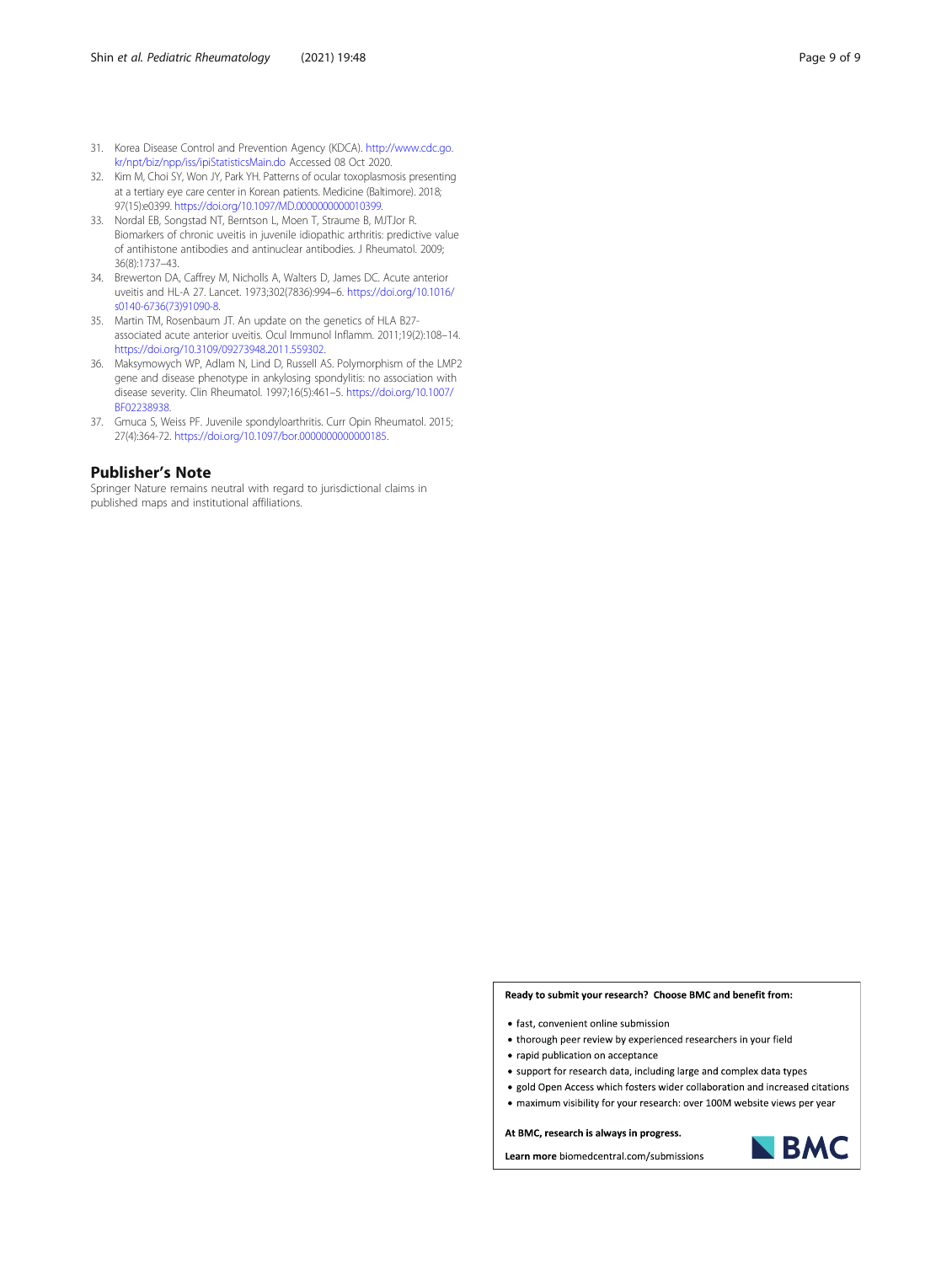31. Korea Disease Control and Prevention Agency (KDCA). http://www.cdc.go.kr/npt/biz/npp/iss/ipiStatisticsMain.do Accessed 08 Oct 2020.
32. Kim M, Choi SY, Won JY, Park YH. Patterns of ocular toxoplasmosis presenting at a tertiary eye care center in Korean patients. Medicine (Baltimore). 2018; 97(15):e0399. https://doi.org/10.1097/MD.0000000000010399.
33. Nordal EB, Songstad NT, Berntson L, Moen T, Straume B, MJTJor R. Biomarkers of chronic uveitis in juvenile idiopathic arthritis: predictive value of antihistone antibodies and antinuclear antibodies. J Rheumatol. 2009; 36(8):1737–43.
34. Brewerton DA, Caffrey M, Nicholls A, Walters D, James DC. Acute anterior uveitis and HL-A 27. Lancet. 1973;302(7836):994–6. https://doi.org/10.1016/s0140-6736(73)91090-8.
35. Martin TM, Rosenbaum JT. An update on the genetics of HLA B27-associated acute anterior uveitis. Ocul Immunol Inflamm. 2011;19(2):108–14. https://doi.org/10.3109/09273948.2011.559302.
36. Maksymowych WP, Adlam N, Lind D, Russell AS. Polymorphism of the LMP2 gene and disease phenotype in ankylosing spondylitis: no association with disease severity. Clin Rheumatol. 1997;16(5):461–5. https://doi.org/10.1007/BF02238938.
37. Gmuca S, Weiss PF. Juvenile spondyloarthritis. Curr Opin Rheumatol. 2015; 27(4):364-72. https://doi.org/10.1097/bor.0000000000000185.

## Publisher's Note

Springer Nature remains neutral with regard to jurisdictional claims in published maps and institutional affiliations.

**Ready to submit your research? Choose BMC and benefit from:**

- fast, convenient online submission
- thorough peer review by experienced researchers in your field
- rapid publication on acceptance
- support for research data, including large and complex data types
- gold Open Access which fosters wider collaboration and increased citations
- maximum visibility for your research: over 100M website views per year

**At BMC, research is always in progress.**

**Learn more** biomedcentral.com/submissions

BMC